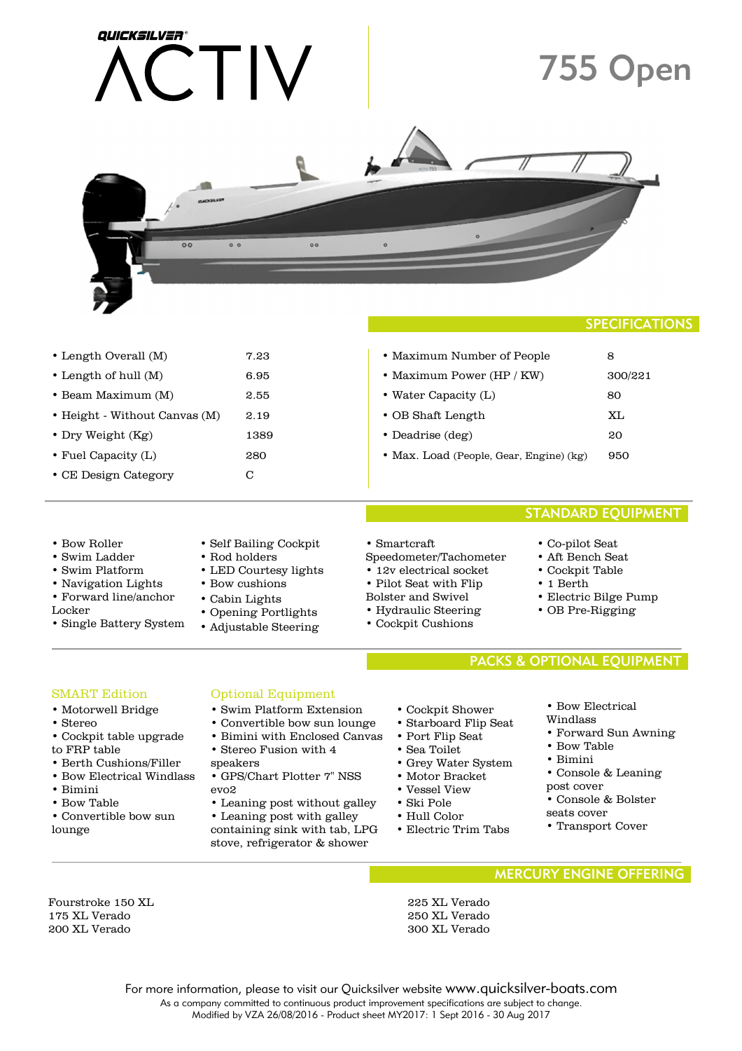QUICKSILVER®

# ACTIV

# 755 Open

## SPECIFICATIONS

| | |
|---|---|
| Length Overall (M) | 7.23 |
| Length of hull (M) | 6.95 |
| Beam Maximum (M) | 2.55 |
| Height - Without Canvas (M) | 2.19 |
| Dry Weight (Kg) | 1389 |
| Fuel Capacity (L) | 280 |
| CE Design Category | C |
| Maximum Number of People | 8 |
| Maximum Power (HP / KW) | 300/221 |
| Water Capacity (L) | 80 |
| OB Shaft Length | XL |
| Deadrise (deg) | 20 |
| Max. Load (People, Gear, Engine) (kg) | 950 |

## STANDARD EQUIPMENT

- Bow Roller
- Swim Ladder
- Swim Platform
- Navigation Lights
- Forward line/anchor Locker
- Single Battery System
- Self Bailing Cockpit
- Rod holders
- LED Courtesy lights
- Bow cushions
- Cabin Lights
- Opening Portlights
- Adjustable Steering
- Smartcraft Speedometer/Tachometer
- 12v electrical socket
- Pilot Seat with Flip Bolster and Swivel
- Hydraulic Steering
- Cockpit Cushions
- Co-pilot Seat
- Aft Bench Seat
- Cockpit Table
- 1 Berth
- Electric Bilge Pump
- OB Pre-Rigging

## PACKS & OPTIONAL EQUIPMENT

### SMART Edition

- Motorwell Bridge
- Stereo
- Cockpit table upgrade to FRP table
- Berth Cushions/Filler
- Bow Electrical Windlass
- Bimini
- Bow Table
- Convertible bow sun lounge

### Optional Equipment

- Swim Platform Extension
- Convertible bow sun lounge
- Bimini with Enclosed Canvas
- Stereo Fusion with 4 speakers
- GPS/Chart Plotter 7" NSS evo2
- Leaning post without galley
- Leaning post with galley containing sink with tab, LPG stove, refrigerator & shower
- Cockpit Shower
- Starboard Flip Seat
- Port Flip Seat
- Sea Toilet
- Grey Water System
- Motor Bracket
- Vessel View
- Ski Pole
- Hull Color
- Electric Trim Tabs
- Bow Electrical Windlass
- Forward Sun Awning
- Bow Table
- Bimini
- Console & Leaning post cover
- Console & Bolster seats cover
- Transport Cover

## MERCURY ENGINE OFFERING

Fourstroke 150 XL
175 XL Verado
200 XL Verado
225 XL Verado
250 XL Verado
300 XL Verado

For more information, please to visit our Quicksilver website www.quicksilver-boats.com
As a company committed to continuous product improvement specifications are subject to change.
Modified by VZA 26/08/2016 - Product sheet MY2017: 1 Sept 2016 - 30 Aug 2017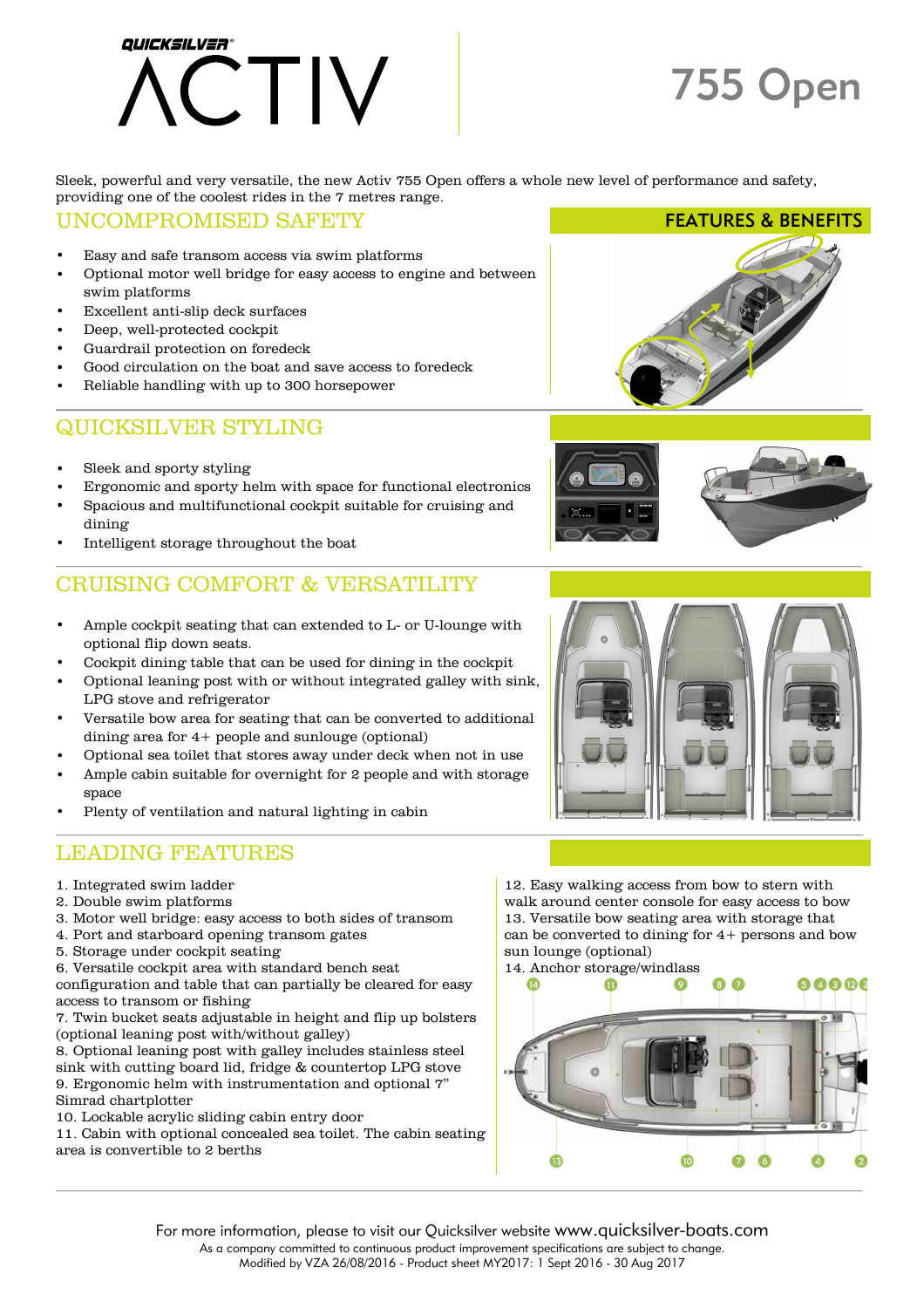# QUICKSILVER ACTIV

# 755 Open

Sleek, powerful and very versatile, the new Activ 755 Open offers a whole new level of performance and safety, providing one of the coolest rides in the 7 metres range.

**FEATURES & BENEFITS**

## UNCOMPROMISED SAFETY

- Easy and safe transom access via swim platforms
- Optional motor well bridge for easy access to engine and between swim platforms
- Excellent anti-slip deck surfaces
- Deep, well-protected cockpit
- Guardrail protection on foredeck
- Good circulation on the boat and save access to foredeck
- Reliable handling with up to 300 horsepower

## QUICKSILVER STYLING

- Sleek and sporty styling
- Ergonomic and sporty helm with space for functional electronics
- Spacious and multifunctional cockpit suitable for cruising and dining
- Intelligent storage throughout the boat

## CRUISING COMFORT & VERSATILITY

- Ample cockpit seating that can extended to L- or U-lounge with optional flip down seats.
- Cockpit dining table that can be used for dining in the cockpit
- Optional leaning post with or without integrated galley with sink, LPG stove and refrigerator
- Versatile bow area for seating that can be converted to additional dining area for 4+ people and sunlouge (optional)
- Optional sea toilet that stores away under deck when not in use
- Ample cabin suitable for overnight for 2 people and with storage space
- Plenty of ventilation and natural lighting in cabin

## LEADING FEATURES

1. Integrated swim ladder
2. Double swim platforms
3. Motor well bridge: easy access to both sides of transom
4. Port and starboard opening transom gates
5. Storage under cockpit seating
6. Versatile cockpit area with standard bench seat configuration and table that can partially be cleared for easy access to transom or fishing
7. Twin bucket seats adjustable in height and flip up bolsters (optional leaning post with/without galley)
8. Optional leaning post with galley includes stainless steel sink with cutting board lid, fridge & countertop LPG stove
9. Ergonomic helm with instrumentation and optional 7" Simrad chartplotter
10. Lockable acrylic sliding cabin entry door
11. Cabin with optional concealed sea toilet. The cabin seating area is convertible to 2 berths
12. Easy walking access from bow to stern with walk around center console for easy access to bow
13. Versatile bow seating area with storage that can be converted to dining for 4+ persons and bow sun lounge (optional)
14. Anchor storage/windlass

For more information, please to visit our Quicksilver website www.quicksilver-boats.com
As a company committed to continuous product improvement specifications are subject to change.
Modified by VZA 26/08/2016 - Product sheet MY2017: 1 Sept 2016 - 30 Aug 2017